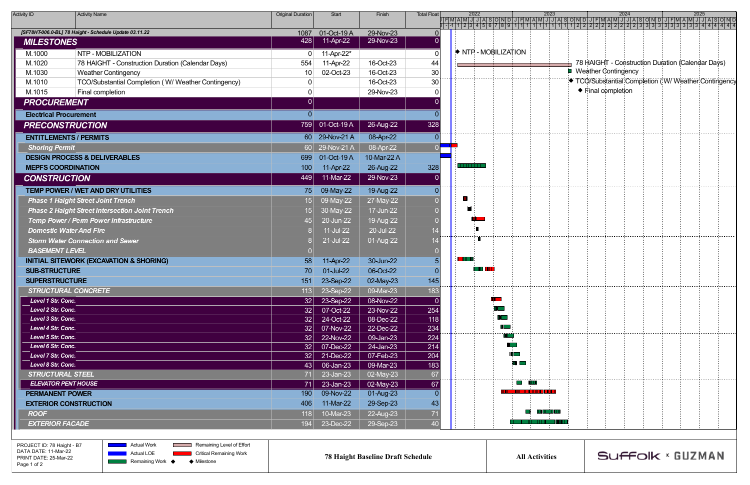| Activity ID | Activity Name | Original Duration | Start | Finish | Total Float |
|---|---|---|---|---|---|
| [SF78HT-006.0-BL] 78 Haight - Schedule Update 03.11.22 | | 1087 | 01-Oct-19 A | 29-Nov-23 | 0 |
| **MILESTONES** | | 428 | 11-Apr-22 | 29-Nov-23 | 0 |
| M.1000 | NTP - MOBILIZATION | 0 | 11-Apr-22* | | 0 |
| M.1020 | 78 HAIGHT - Construction Duration (Calendar Days) | 554 | 11-Apr-22 | 16-Oct-23 | 44 |
| M.1030 | Weather Contingency | 10 | 02-Oct-23 | 16-Oct-23 | 30 |
| M.1010 | TCO/Substantial Completion ( W/ Weather Contingency) | 0 | | 16-Oct-23 | 30 |
| M.1015 | Final completion | 0 | | 29-Nov-23 | 0 |
| **PROCUREMENT** | | 0 | | | 0 |
| **Electrical Procurement** | | 0 | | | 0 |
| **PRECONSTRUCTION** | | 759 | 01-Oct-19 A | 26-Aug-22 | 328 |
| **ENTITLEMENTS / PERMITS** | | 60 | 29-Nov-21 A | 08-Apr-22 | 0 |
| *Shoring Permit* | | 60 | 29-Nov-21 A | 08-Apr-22 | 0 |
| **DESIGN PROCESS & DELIVERABLES** | | 699 | 01-Oct-19 A | 10-Mar-22 A | |
| **MEPFS COORDINATION** | | 100 | 11-Apr-22 | 26-Aug-22 | 328 |
| **CONSTRUCTION** | | 449 | 11-Mar-22 | 29-Nov-23 | 0 |
| **TEMP POWER / WET AND DRY UTILITIES** | | 75 | 09-May-22 | 19-Aug-22 | 0 |
| *Phase 1 Haight Street Joint Trench* | | 15 | 09-May-22 | 27-May-22 | 0 |
| *Phase 2 Haight Street Intersection Joint Trench* | | 15 | 30-May-22 | 17-Jun-22 | 0 |
| *Temp Power / Perm Power Infrastructure* | | 45 | 20-Jun-22 | 19-Aug-22 | 0 |
| *Domestic Water And Fire* | | 8 | 11-Jul-22 | 20-Jul-22 | 14 |
| *Storm Water Connection and Sewer* | | 8 | 21-Jul-22 | 01-Aug-22 | 14 |
| *BASEMENT LEVEL* | | 0 | | | 0 |
| **INITIAL SITEWORK (EXCAVATION & SHORING)** | | 58 | 11-Apr-22 | 30-Jun-22 | 5 |
| **SUB-STRUCTURE** | | 70 | 01-Jul-22 | 06-Oct-22 | 0 |
| **SUPERSTRUCTURE** | | 151 | 23-Sep-22 | 02-May-23 | 145 |
| *STRUCTURAL CONCRETE* | | 113 | 23-Sep-22 | 09-Mar-23 | 183 |
| *Level 1 Str. Conc.* | | 32 | 23-Sep-22 | 08-Nov-22 | 0 |
| *Level 2 Str. Conc.* | | 32 | 07-Oct-22 | 23-Nov-22 | 254 |
| *Level 3 Str. Conc.* | | 32 | 24-Oct-22 | 08-Dec-22 | 118 |
| *Level 4 Str. Conc.* | | 32 | 07-Nov-22 | 22-Dec-22 | 234 |
| *Level 5 Str. Conc.* | | 32 | 22-Nov-22 | 09-Jan-23 | 224 |
| *Level 6 Str. Conc.* | | 32 | 07-Dec-22 | 24-Jan-23 | 214 |
| *Level 7 Str. Conc.* | | 32 | 21-Dec-22 | 07-Feb-23 | 204 |
| *Level 8 Str. Conc.* | | 43 | 06-Jan-23 | 09-Mar-23 | 183 |
| *STRUCTURAL STEEL* | | 71 | 23-Jan-23 | 02-May-23 | 67 |
| *ELEVATOR PENT HOUSE* | | 71 | 23-Jan-23 | 02-May-23 | 67 |
| **PERMANENT POWER** | | 190 | 09-Nov-22 | 01-Aug-23 | 0 |
| **EXTERIOR CONSTRUCTION** | | 406 | 11-Mar-22 | 29-Sep-23 | 43 |
| *ROOF* | | 118 | 10-Mar-23 | 22-Aug-23 | 71 |
| *EXTERIOR FACADE* | | 194 | 23-Dec-22 | 29-Sep-23 | 40 |

PROJECT ID: 78 Haight - B7
DATA DATE: 11-Mar-22
PRINT DATE: 25-Mar-22

Legend: Actual Work; Actual LOE; Remaining Work; Remaining Level of Effort; Critical Remaining Work; ◆ Milestone

**78 Haight Baseline Draft Schedule**

**All Activities**

SUFFOLK × GUZMAN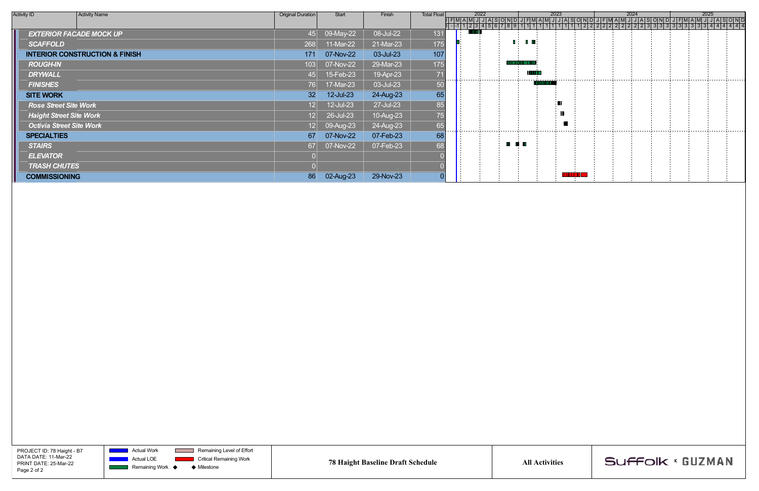| Activity ID | Activity Name | Original Duration | Start | Finish | Total Float |
|---|---|---|---|---|---|
| ***EXTERIOR FACADE MOCK UP*** | | 45 | 09-May-22 | 08-Jul-22 | 131 |
| ***SCAFFOLD*** | | 268 | 11-Mar-22 | 21-Mar-23 | 175 |
| **INTERIOR CONSTRUCTION & FINISH** | | 171 | 07-Nov-22 | 03-Jul-23 | 107 |
| ***ROUGH-IN*** | | 103 | 07-Nov-22 | 29-Mar-23 | 175 |
| ***DRYWALL*** | | 45 | 15-Feb-23 | 19-Apr-23 | 71 |
| ***FINISHES*** | | 76 | 17-Mar-23 | 03-Jul-23 | 50 |
| **SITE WORK** | | 32 | 12-Jul-23 | 24-Aug-23 | 65 |
| ***Rose Street Site Work*** | | 12 | 12-Jul-23 | 27-Jul-23 | 85 |
| ***Haight Street Site Work*** | | 12 | 26-Jul-23 | 10-Aug-23 | 75 |
| ***Octivia Street Site Work*** | | 12 | 09-Aug-23 | 24-Aug-23 | 65 |
| **SPECIALTIES** | | 67 | 07-Nov-22 | 07-Feb-23 | 68 |
| ***STAIRS*** | | 67 | 07-Nov-22 | 07-Feb-23 | 68 |
| ***ELEVATOR*** | | 0 | | | 0 |
| ***TRASH CHUTES*** | | 0 | | | 0 |
| **COMMISSIONING** | | 86 | 02-Aug-23 | 29-Nov-23 | 0 |

2022 2023 2024 2025

PROJECT ID: 78 Haight - B7
DATA DATE: 11-Mar-22
PRINT DATE: 25-Mar-22

Actual Work
Actual LOE
Remaining Work ◆
Remaining Level of Effort
Critical Remaining Work
◆ Milestone

**78 Haight Baseline Draft Schedule**

**All Activities**

SUFFOLK x GUZMAN